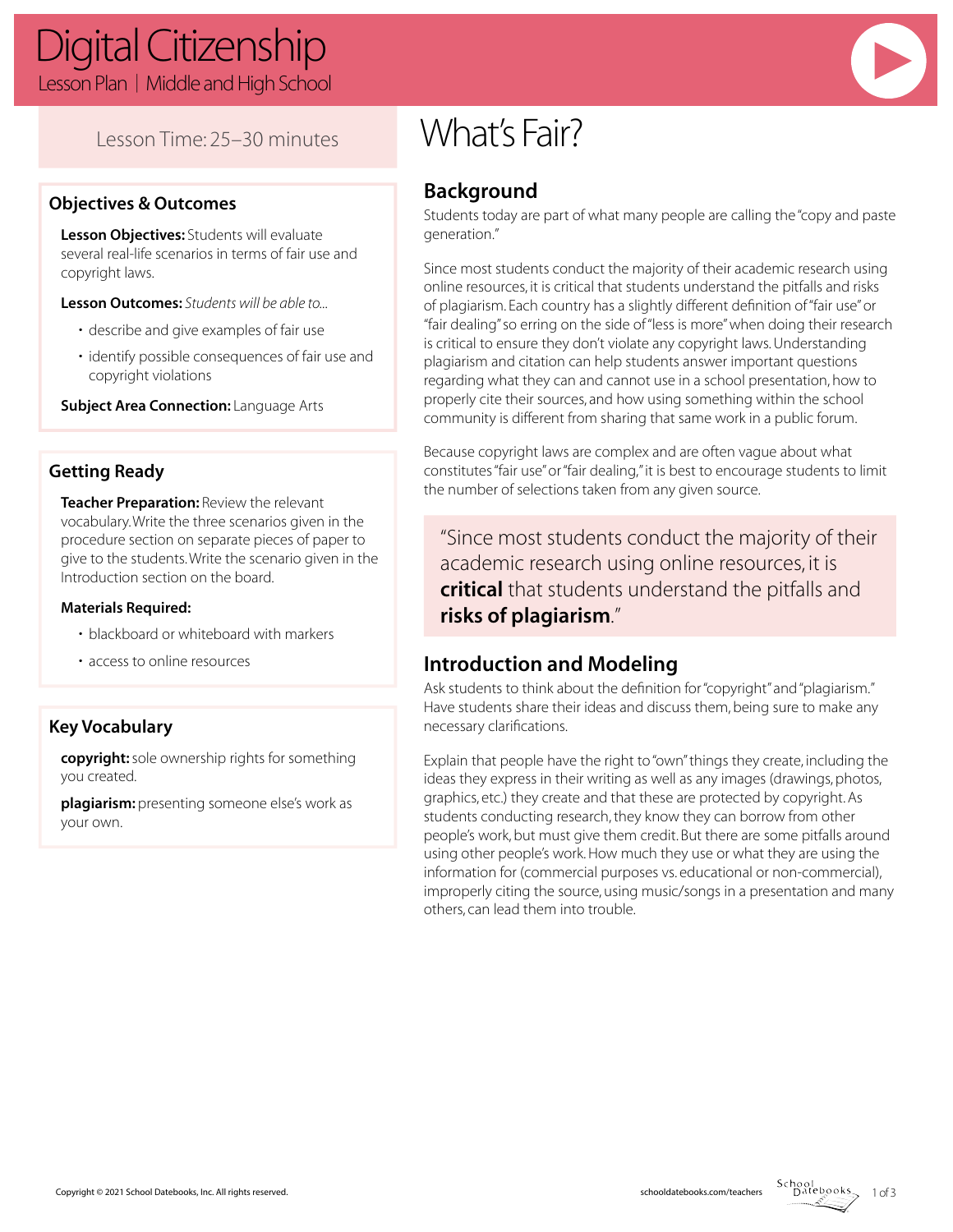# Digital Citizenship

Lesson Plan | Middle and High School

Lesson Time: 25–30 minutes

## What's Fair?

### Objectives & Outcomes

**Lesson Objectives:** Students will evaluate several real-life scenarios in terms of fair use and copyright laws.

**Lesson Outcomes:** *Students will be able to...*

- describe and give examples of fair use
- identify possible consequences of fair use and copyright violations

**Subject Area Connection:** Language Arts

### Getting Ready

**Teacher Preparation:** Review the relevant vocabulary. Write the three scenarios given in the procedure section on separate pieces of paper to give to the students. Write the scenario given in the Introduction section on the board.

**Materials Required:**

- blackboard or whiteboard with markers
- access to online resources

### Key Vocabulary

**copyright:** sole ownership rights for something you created.

**plagiarism:** presenting someone else's work as your own.

### Background

Students today are part of what many people are calling the "copy and paste generation."

Since most students conduct the majority of their academic research using online resources, it is critical that students understand the pitfalls and risks of plagiarism. Each country has a slightly different definition of "fair use" or "fair dealing" so erring on the side of "less is more" when doing their research is critical to ensure they don't violate any copyright laws. Understanding plagiarism and citation can help students answer important questions regarding what they can and cannot use in a school presentation, how to properly cite their sources, and how using something within the school community is different from sharing that same work in a public forum.

Because copyright laws are complex and are often vague about what constitutes "fair use" or "fair dealing," it is best to encourage students to limit the number of selections taken from any given source.

> "Since most students conduct the majority of their academic research using online resources, it is **critical** that students understand the pitfalls and **risks of plagiarism**."

### Introduction and Modeling

Ask students to think about the definition for "copyright" and "plagiarism." Have students share their ideas and discuss them, being sure to make any necessary clarifications.

Explain that people have the right to "own" things they create, including the ideas they express in their writing as well as any images (drawings, photos, graphics, etc.) they create and that these are protected by copyright. As students conducting research, they know they can borrow from other people's work, but must give them credit. But there are some pitfalls around using other people's work. How much they use or what they are using the information for (commercial purposes vs. educational or non-commercial), improperly citing the source, using music/songs in a presentation and many others, can lead them into trouble.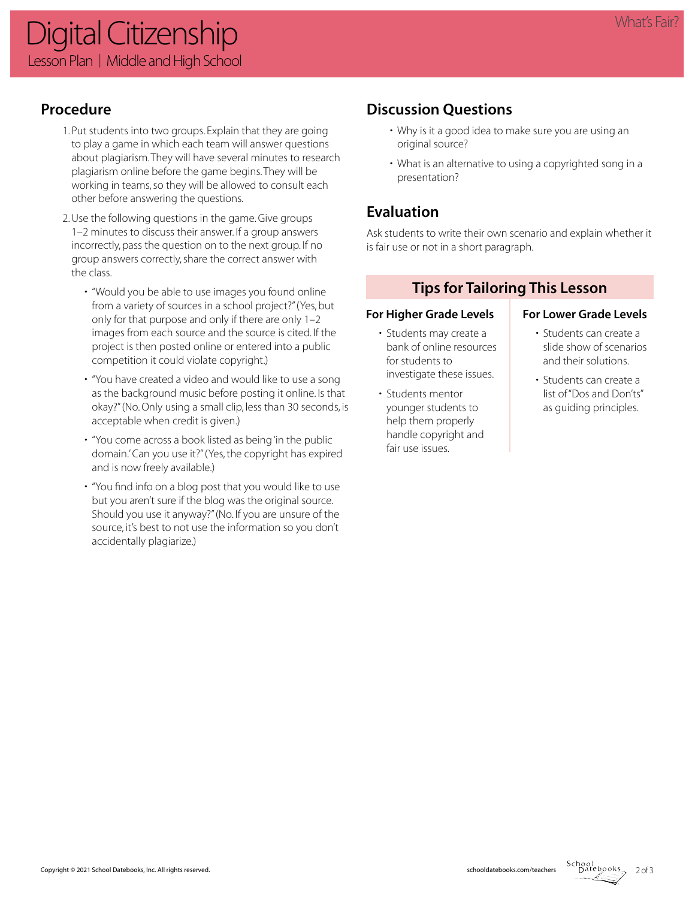## Procedure

1. Put students into two groups. Explain that they are going to play a game in which each team will answer questions about plagiarism. They will have several minutes to research plagiarism online before the game begins. They will be working in teams, so they will be allowed to consult each other before answering the questions.
2. Use the following questions in the game. Give groups 1–2 minutes to discuss their answer. If a group answers incorrectly, pass the question on to the next group. If no group answers correctly, share the correct answer with the class.
   - "Would you be able to use images you found online from a variety of sources in a school project?" (Yes, but only for that purpose and only if there are only 1–2 images from each source and the source is cited. If the project is then posted online or entered into a public competition it could violate copyright.)
   - "You have created a video and would like to use a song as the background music before posting it online. Is that okay?" (No. Only using a small clip, less than 30 seconds, is acceptable when credit is given.)
   - "You come across a book listed as being 'in the public domain.' Can you use it?" (Yes, the copyright has expired and is now freely available.)
   - "You find info on a blog post that you would like to use but you aren't sure if the blog was the original source. Should you use it anyway?" (No. If you are unsure of the source, it's best to not use the information so you don't accidentally plagiarize.)

## Discussion Questions

- Why is it a good idea to make sure you are using an original source?
- What is an alternative to using a copyrighted song in a presentation?

## Evaluation

Ask students to write their own scenario and explain whether it is fair use or not in a short paragraph.

## Tips for Tailoring This Lesson

### For Higher Grade Levels

- Students may create a bank of online resources for students to investigate these issues.
- Students mentor younger students to help them properly handle copyright and fair use issues.

### For Lower Grade Levels

- Students can create a slide show of scenarios and their solutions.
- Students can create a list of "Dos and Don'ts" as guiding principles.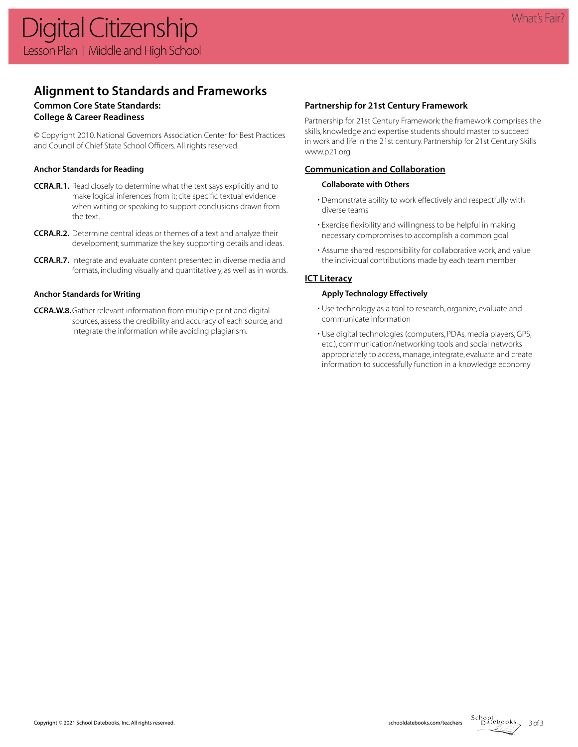## Alignment to Standards and Frameworks

### Common Core State Standards: College & Career Readiness

© Copyright 2010. National Governors Association Center for Best Practices and Council of Chief State School Officers. All rights reserved.

#### Anchor Standards for Reading

**CCRA.R.1.** Read closely to determine what the text says explicitly and to make logical inferences from it; cite specific textual evidence when writing or speaking to support conclusions drawn from the text.

**CCRA.R.2.** Determine central ideas or themes of a text and analyze their development; summarize the key supporting details and ideas.

**CCRA.R.7.** Integrate and evaluate content presented in diverse media and formats, including visually and quantitatively, as well as in words.

#### Anchor Standards for Writing

**CCRA.W.8.** Gather relevant information from multiple print and digital sources, assess the credibility and accuracy of each source, and integrate the information while avoiding plagiarism.

### Partnership for 21st Century Framework

Partnership for 21st Century Framework: the framework comprises the skills, knowledge and expertise students should master to succeed in work and life in the 21st century. Partnership for 21st Century Skills www.p21.org

#### Communication and Collaboration

**Collaborate with Others**

- Demonstrate ability to work effectively and respectfully with diverse teams
- Exercise flexibility and willingness to be helpful in making necessary compromises to accomplish a common goal
- Assume shared responsibility for collaborative work, and value the individual contributions made by each team member

#### ICT Literacy

**Apply Technology Effectively**

- Use technology as a tool to research, organize, evaluate and communicate information
- Use digital technologies (computers, PDAs, media players, GPS, etc.), communication/networking tools and social networks appropriately to access, manage, integrate, evaluate and create information to successfully function in a knowledge economy